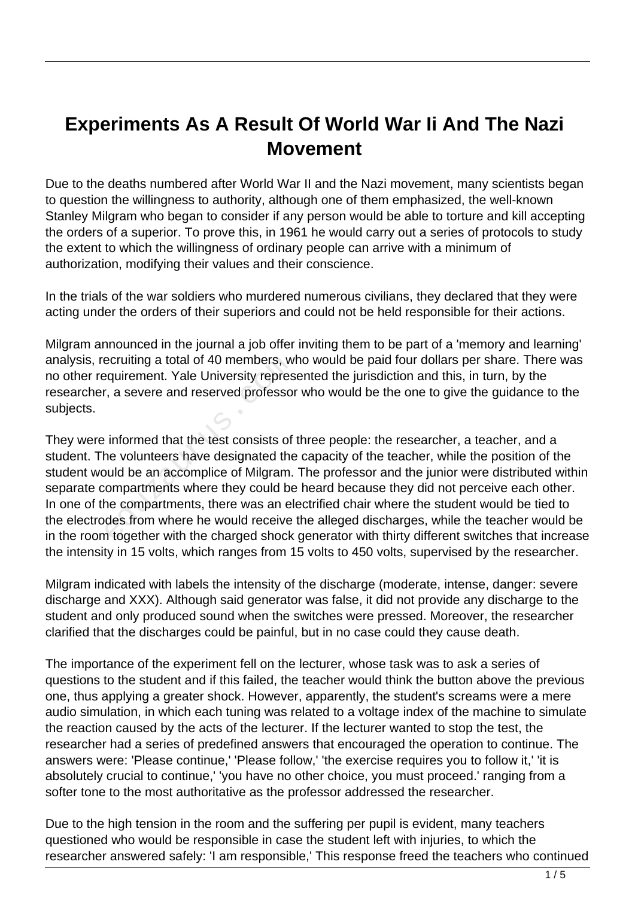# Experiments As A Result Of World War Ii And The Nazi Movement

Due to the deaths numbered after World War II and the Nazi movement, many scientists began to question the willingness to authority, although one of them emphasized, the well-known Stanley Milgram who began to consider if any person would be able to torture and kill accepting the orders of a superior. To prove this, in 1961 he would carry out a series of protocols to study the extent to which the willingness of ordinary people can arrive with a minimum of authorization, modifying their values and their conscience.

In the trials of the war soldiers who murdered numerous civilians, they declared that they were acting under the orders of their superiors and could not be held responsible for their actions.

Milgram announced in the journal a job offer inviting them to be part of a 'memory and learning' analysis, recruiting a total of 40 members, who would be paid four dollars per share. There was no other requirement. Yale University represented the jurisdiction and this, in turn, by the researcher, a severe and reserved professor who would be the one to give the guidance to the subjects.

They were informed that the test consists of three people: the researcher, a teacher, and a student. The volunteers have designated the capacity of the teacher, while the position of the student would be an accomplice of Milgram. The professor and the junior were distributed within separate compartments where they could be heard because they did not perceive each other. In one of the compartments, there was an electrified chair where the student would be tied to the electrodes from where he would receive the alleged discharges, while the teacher would be in the room together with the charged shock generator with thirty different switches that increase the intensity in 15 volts, which ranges from 15 volts to 450 volts, supervised by the researcher.

Milgram indicated with labels the intensity of the discharge (moderate, intense, danger: severe discharge and XXX). Although said generator was false, it did not provide any discharge to the student and only produced sound when the switches were pressed. Moreover, the researcher clarified that the discharges could be painful, but in no case could they cause death.

The importance of the experiment fell on the lecturer, whose task was to ask a series of questions to the student and if this failed, the teacher would think the button above the previous one, thus applying a greater shock. However, apparently, the student's screams were a mere audio simulation, in which each tuning was related to a voltage index of the machine to simulate the reaction caused by the acts of the lecturer. If the lecturer wanted to stop the test, the researcher had a series of predefined answers that encouraged the operation to continue. The answers were: 'Please continue,' 'Please follow,' 'the exercise requires you to follow it,' 'it is absolutely crucial to continue,' 'you have no other choice, you must proceed.' ranging from a softer tone to the most authoritative as the professor addressed the researcher.

Due to the high tension in the room and the suffering per pupil is evident, many teachers questioned who would be responsible in case the student left with injuries, to which the researcher answered safely: 'I am responsible,' This response freed the teachers who continued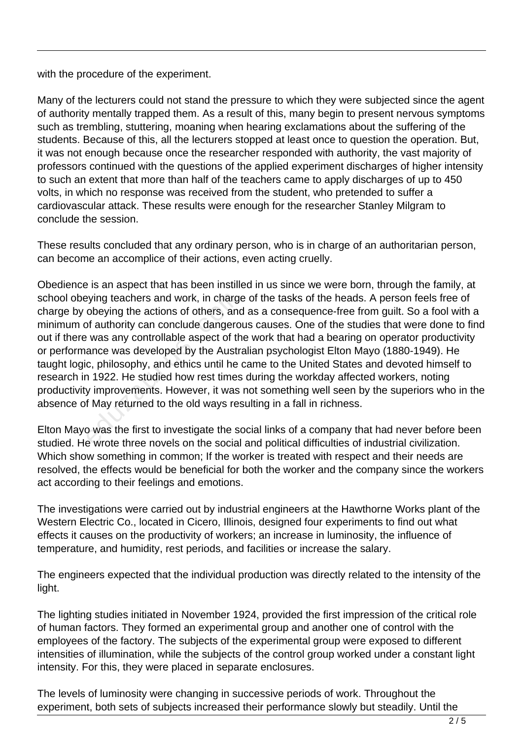with the procedure of the experiment.

Many of the lecturers could not stand the pressure to which they were subjected since the agent of authority mentally trapped them. As a result of this, many begin to present nervous symptoms such as trembling, stuttering, moaning when hearing exclamations about the suffering of the students. Because of this, all the lecturers stopped at least once to question the operation. But, it was not enough because once the researcher responded with authority, the vast majority of professors continued with the questions of the applied experiment discharges of higher intensity to such an extent that more than half of the teachers came to apply discharges of up to 450 volts, in which no response was received from the student, who pretended to suffer a cardiovascular attack. These results were enough for the researcher Stanley Milgram to conclude the session.

These results concluded that any ordinary person, who is in charge of an authoritarian person, can become an accomplice of their actions, even acting cruelly.

Obedience is an aspect that has been instilled in us since we were born, through the family, at school obeying teachers and work, in charge of the tasks of the heads. A person feels free of charge by obeying the actions of others, and as a consequence-free from guilt. So a fool with a minimum of authority can conclude dangerous causes. One of the studies that were done to find out if there was any controllable aspect of the work that had a bearing on operator productivity or performance was developed by the Australian psychologist Elton Mayo (1880-1949). He taught logic, philosophy, and ethics until he came to the United States and devoted himself to research in 1922. He studied how rest times during the workday affected workers, noting productivity improvements. However, it was not something well seen by the superiors who in the absence of May returned to the old ways resulting in a fall in richness.

Elton Mayo was the first to investigate the social links of a company that had never before been studied. He wrote three novels on the social and political difficulties of industrial civilization. Which show something in common; If the worker is treated with respect and their needs are resolved, the effects would be beneficial for both the worker and the company since the workers act according to their feelings and emotions.

The investigations were carried out by industrial engineers at the Hawthorne Works plant of the Western Electric Co., located in Cicero, Illinois, designed four experiments to find out what effects it causes on the productivity of workers; an increase in luminosity, the influence of temperature, and humidity, rest periods, and facilities or increase the salary.

The engineers expected that the individual production was directly related to the intensity of the light.

The lighting studies initiated in November 1924, provided the first impression of the critical role of human factors. They formed an experimental group and another one of control with the employees of the factory. The subjects of the experimental group were exposed to different intensities of illumination, while the subjects of the control group worked under a constant light intensity. For this, they were placed in separate enclosures.

The levels of luminosity were changing in successive periods of work. Throughout the experiment, both sets of subjects increased their performance slowly but steadily. Until the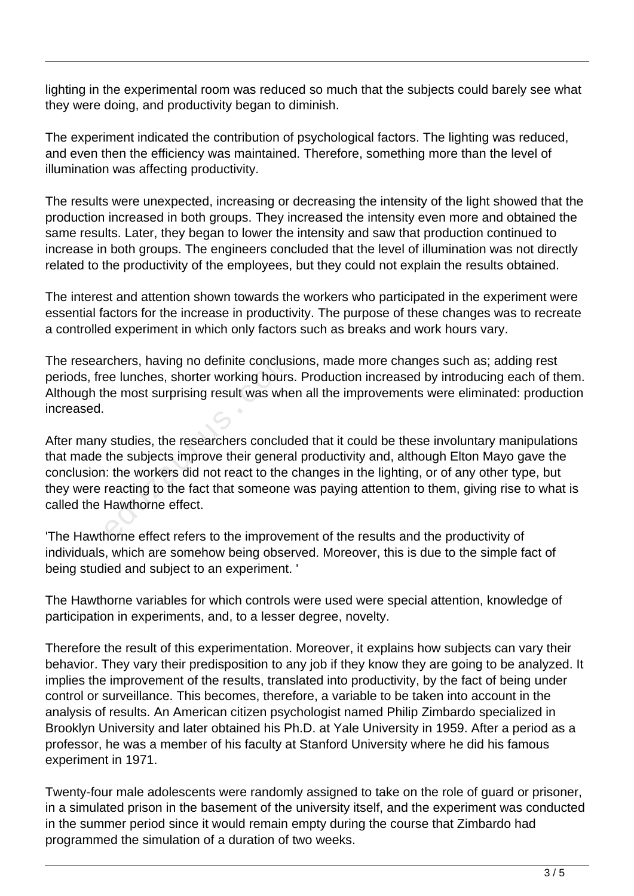lighting in the experimental room was reduced so much that the subjects could barely see what they were doing, and productivity began to diminish.

The experiment indicated the contribution of psychological factors. The lighting was reduced, and even then the efficiency was maintained. Therefore, something more than the level of illumination was affecting productivity.

The results were unexpected, increasing or decreasing the intensity of the light showed that the production increased in both groups. They increased the intensity even more and obtained the same results. Later, they began to lower the intensity and saw that production continued to increase in both groups. The engineers concluded that the level of illumination was not directly related to the productivity of the employees, but they could not explain the results obtained.

The interest and attention shown towards the workers who participated in the experiment were essential factors for the increase in productivity. The purpose of these changes was to recreate a controlled experiment in which only factors such as breaks and work hours vary.

The researchers, having no definite conclusions, made more changes such as; adding rest periods, free lunches, shorter working hours. Production increased by introducing each of them. Although the most surprising result was when all the improvements were eliminated: production increased.

After many studies, the researchers concluded that it could be these involuntary manipulations that made the subjects improve their general productivity and, although Elton Mayo gave the conclusion: the workers did not react to the changes in the lighting, or of any other type, but they were reacting to the fact that someone was paying attention to them, giving rise to what is called the Hawthorne effect.

'The Hawthorne effect refers to the improvement of the results and the productivity of individuals, which are somehow being observed. Moreover, this is due to the simple fact of being studied and subject to an experiment. '

The Hawthorne variables for which controls were used were special attention, knowledge of participation in experiments, and, to a lesser degree, novelty.

Therefore the result of this experimentation. Moreover, it explains how subjects can vary their behavior. They vary their predisposition to any job if they know they are going to be analyzed. It implies the improvement of the results, translated into productivity, by the fact of being under control or surveillance. This becomes, therefore, a variable to be taken into account in the analysis of results. An American citizen psychologist named Philip Zimbardo specialized in Brooklyn University and later obtained his Ph.D. at Yale University in 1959. After a period as a professor, he was a member of his faculty at Stanford University where he did his famous experiment in 1971.

Twenty-four male adolescents were randomly assigned to take on the role of guard or prisoner, in a simulated prison in the basement of the university itself, and the experiment was conducted in the summer period since it would remain empty during the course that Zimbardo had programmed the simulation of a duration of two weeks.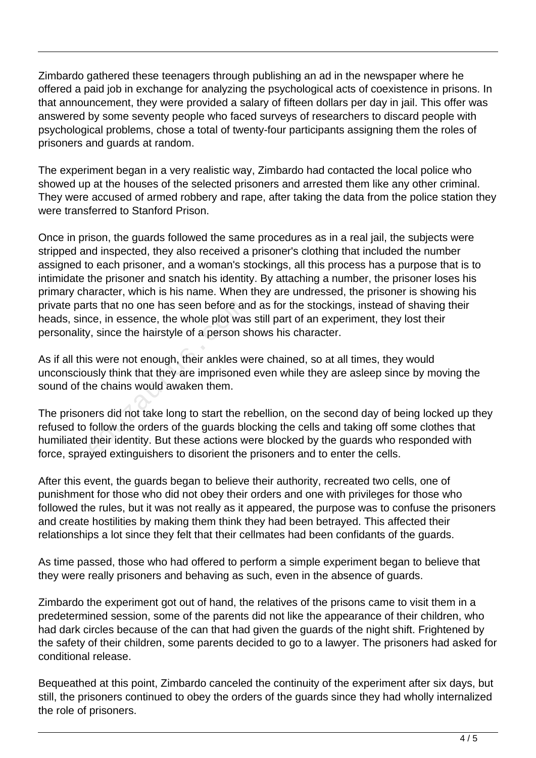Zimbardo gathered these teenagers through publishing an ad in the newspaper where he offered a paid job in exchange for analyzing the psychological acts of coexistence in prisons. In that announcement, they were provided a salary of fifteen dollars per day in jail. This offer was answered by some seventy people who faced surveys of researchers to discard people with psychological problems, chose a total of twenty-four participants assigning them the roles of prisoners and guards at random.

The experiment began in a very realistic way, Zimbardo had contacted the local police who showed up at the houses of the selected prisoners and arrested them like any other criminal. They were accused of armed robbery and rape, after taking the data from the police station they were transferred to Stanford Prison.

Once in prison, the guards followed the same procedures as in a real jail, the subjects were stripped and inspected, they also received a prisoner's clothing that included the number assigned to each prisoner, and a woman's stockings, all this process has a purpose that is to intimidate the prisoner and snatch his identity. By attaching a number, the prisoner loses his primary character, which is his name. When they are undressed, the prisoner is showing his private parts that no one has seen before and as for the stockings, instead of shaving their heads, since, in essence, the whole plot was still part of an experiment, they lost their personality, since the hairstyle of a person shows his character.

As if all this were not enough, their ankles were chained, so at all times, they would unconsciously think that they are imprisoned even while they are asleep since by moving the sound of the chains would awaken them.

The prisoners did not take long to start the rebellion, on the second day of being locked up they refused to follow the orders of the guards blocking the cells and taking off some clothes that humiliated their identity. But these actions were blocked by the guards who responded with force, sprayed extinguishers to disorient the prisoners and to enter the cells.

After this event, the guards began to believe their authority, recreated two cells, one of punishment for those who did not obey their orders and one with privileges for those who followed the rules, but it was not really as it appeared, the purpose was to confuse the prisoners and create hostilities by making them think they had been betrayed. This affected their relationships a lot since they felt that their cellmates had been confidants of the guards.

As time passed, those who had offered to perform a simple experiment began to believe that they were really prisoners and behaving as such, even in the absence of guards.

Zimbardo the experiment got out of hand, the relatives of the prisons came to visit them in a predetermined session, some of the parents did not like the appearance of their children, who had dark circles because of the can that had given the guards of the night shift. Frightened by the safety of their children, some parents decided to go to a lawyer. The prisoners had asked for conditional release.

Bequeathed at this point, Zimbardo canceled the continuity of the experiment after six days, but still, the prisoners continued to obey the orders of the guards since they had wholly internalized the role of prisoners.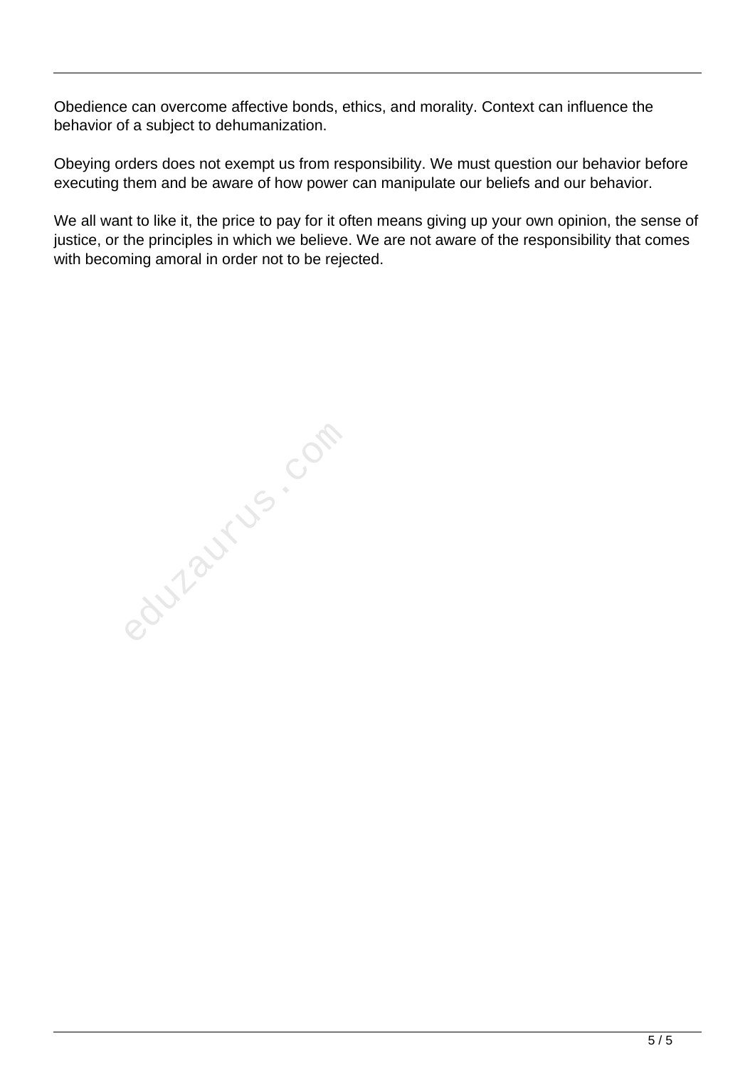Obedience can overcome affective bonds, ethics, and morality. Context can influence the behavior of a subject to dehumanization.

Obeying orders does not exempt us from responsibility. We must question our behavior before executing them and be aware of how power can manipulate our beliefs and our behavior.

We all want to like it, the price to pay for it often means giving up your own opinion, the sense of justice, or the principles in which we believe. We are not aware of the responsibility that comes with becoming amoral in order not to be rejected.